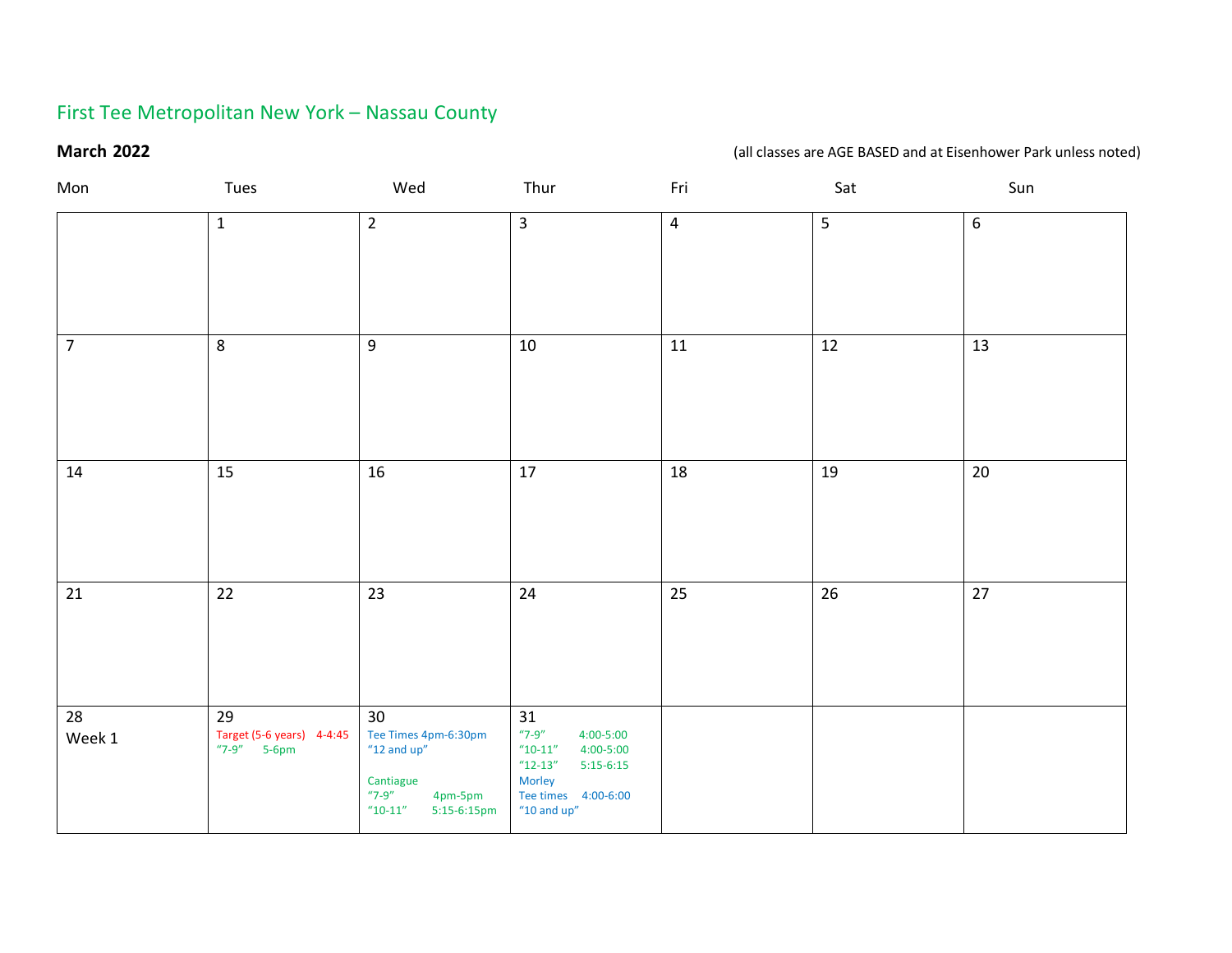# First Tee Metropolitan New York – Nassau County

**March 2022** (all classes are AGE BASED and at Eisenhower Park unless noted)

| Mon | Tues | Wed | Thur | Fri | Sat | Sun |
|---|---|---|---|---|---|---|
| | 1 | 2 | 3 | 4 | 5 | 6 |
| 7 | 8 | 9 | 10 | 11 | 12 | 13 |
| 14 | 15 | 16 | 17 | 18 | 19 | 20 |
| 21 | 22 | 23 | 24 | 25 | 26 | 27 |
| 28<br>Week 1 | 29<br>Target (5-6 years) 4-4:45<br>"7-9" 5-6pm | 30<br>Tee Times 4pm-6:30pm<br>"12 and up"<br><br>Cantiague<br>"7-9" 4pm-5pm<br>"10-11" 5:15-6:15pm | 31<br>"7-9" 4:00-5:00<br>"10-11" 4:00-5:00<br>"12-13" 5:15-6:15<br>Morley<br>Tee times 4:00-6:00<br>"10 and up" | | | |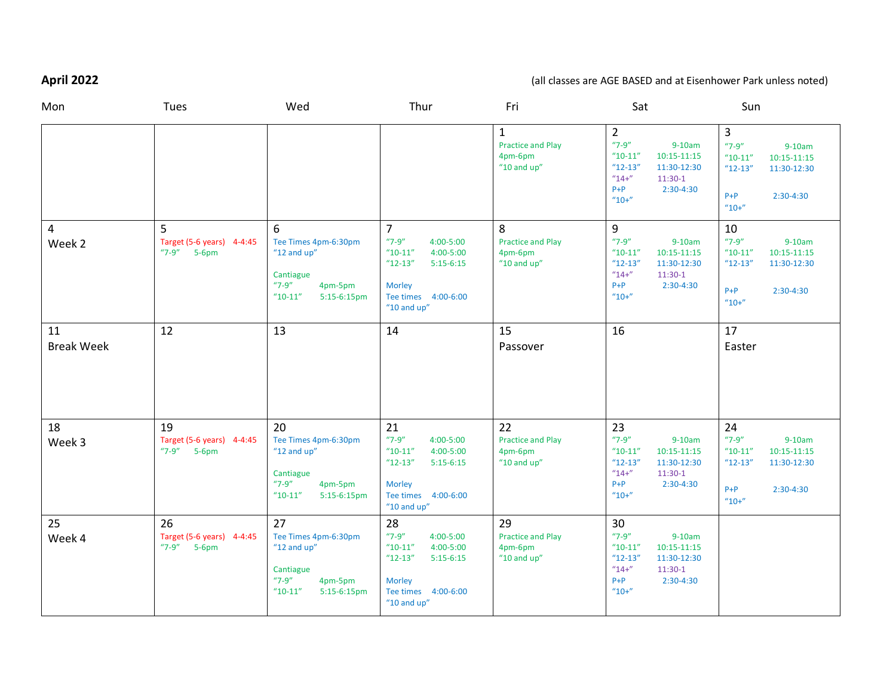**April 2022** (all classes are AGE BASED and at Eisenhower Park unless noted)

| Mon | Tues | Wed | Thur | Fri | Sat | Sun |
|---|---|---|---|---|---|---|
| | | | | 1<br>Practice and Play<br>4pm-6pm<br>"10 and up" | 2<br>"7-9" 9-10am<br>"10-11" 10:15-11:15<br>"12-13" 11:30-12:30<br>"14+" 11:30-1<br>P+P 2:30-4:30<br>"10+" | 3<br>"7-9" 9-10am<br>"10-11" 10:15-11:15<br>"12-13" 11:30-12:30<br><br>P+P 2:30-4:30<br>"10+" |
| 4<br>Week 2 | 5<br>Target (5-6 years) 4-4:45<br>"7-9" 5-6pm | 6<br>Tee Times 4pm-6:30pm<br>"12 and up"<br><br>Cantiague<br>"7-9" 4pm-5pm<br>"10-11" 5:15-6:15pm | 7<br>"7-9" 4:00-5:00<br>"10-11" 4:00-5:00<br>"12-13" 5:15-6:15<br><br>Morley<br>Tee times 4:00-6:00<br>"10 and up" | 8<br>Practice and Play<br>4pm-6pm<br>"10 and up" | 9<br>"7-9" 9-10am<br>"10-11" 10:15-11:15<br>"12-13" 11:30-12:30<br>"14+" 11:30-1<br>P+P 2:30-4:30<br>"10+" | 10<br>"7-9" 9-10am<br>"10-11" 10:15-11:15<br>"12-13" 11:30-12:30<br><br>P+P 2:30-4:30<br>"10+" |
| 11<br>Break Week | 12 | 13 | 14 | 15<br>Passover | 16 | 17<br>Easter |
| 18<br>Week 3 | 19<br>Target (5-6 years) 4-4:45<br>"7-9" 5-6pm | 20<br>Tee Times 4pm-6:30pm<br>"12 and up"<br><br>Cantiague<br>"7-9" 4pm-5pm<br>"10-11" 5:15-6:15pm | 21<br>"7-9" 4:00-5:00<br>"10-11" 4:00-5:00<br>"12-13" 5:15-6:15<br><br>Morley<br>Tee times 4:00-6:00<br>"10 and up" | 22<br>Practice and Play<br>4pm-6pm<br>"10 and up" | 23<br>"7-9" 9-10am<br>"10-11" 10:15-11:15<br>"12-13" 11:30-12:30<br>"14+" 11:30-1<br>P+P 2:30-4:30<br>"10+" | 24<br>"7-9" 9-10am<br>"10-11" 10:15-11:15<br>"12-13" 11:30-12:30<br><br>P+P 2:30-4:30<br>"10+" |
| 25<br>Week 4 | 26<br>Target (5-6 years) 4-4:45<br>"7-9" 5-6pm | 27<br>Tee Times 4pm-6:30pm<br>"12 and up"<br><br>Cantiague<br>"7-9" 4pm-5pm<br>"10-11" 5:15-6:15pm | 28<br>"7-9" 4:00-5:00<br>"10-11" 4:00-5:00<br>"12-13" 5:15-6:15<br><br>Morley<br>Tee times 4:00-6:00<br>"10 and up" | 29<br>Practice and Play<br>4pm-6pm<br>"10 and up" | 30<br>"7-9" 9-10am<br>"10-11" 10:15-11:15<br>"12-13" 11:30-12:30<br>"14+" 11:30-1<br>P+P 2:30-4:30<br>"10+" | |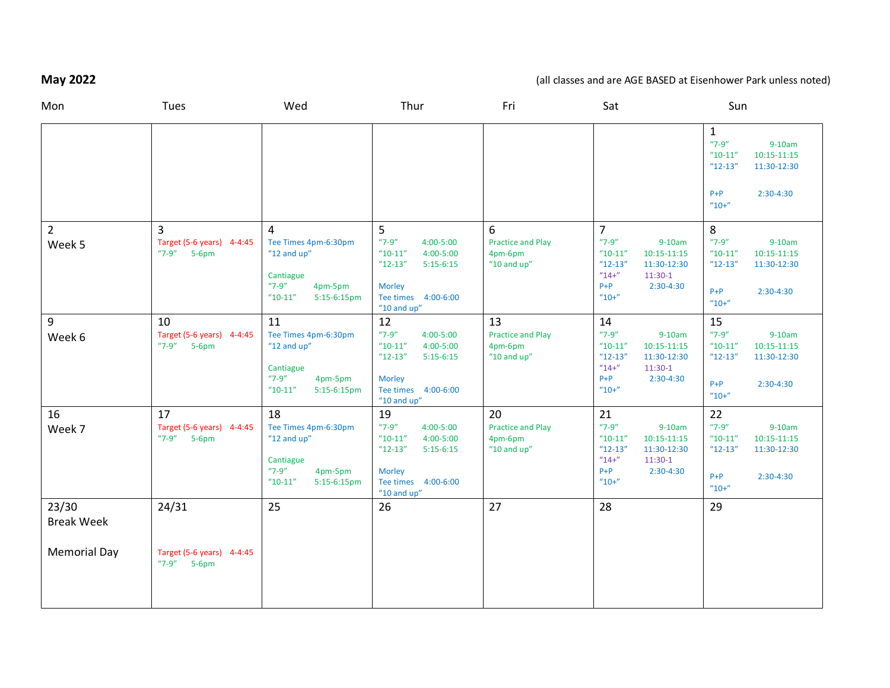**May 2022**

(all classes and are AGE BASED at Eisenhower Park unless noted)

| Mon | Tues | Wed | Thur | Fri | Sat | Sun |
|---|---|---|---|---|---|---|
| | | | | | | 1<br>"7-9" 9-10am<br>"10-11" 10:15-11:15<br>"12-13" 11:30-12:30<br><br>P+P 2:30-4:30<br>"10+" |
| 2<br>Week 5 | 3<br>Target (5-6 years) 4-4:45<br>"7-9" 5-6pm | 4<br>Tee Times 4pm-6:30pm<br>"12 and up"<br><br>Cantiague<br>"7-9" 4pm-5pm<br>"10-11" 5:15-6:15pm | 5<br>"7-9" 4:00-5:00<br>"10-11" 4:00-5:00<br>"12-13" 5:15-6:15<br><br>Morley<br>Tee times 4:00-6:00<br>"10 and up" | 6<br>Practice and Play<br>4pm-6pm<br>"10 and up" | 7<br>"7-9" 9-10am<br>"10-11" 10:15-11:15<br>"12-13" 11:30-12:30<br>"14+" 11:30-1<br>P+P 2:30-4:30<br>"10+" | 8<br>"7-9" 9-10am<br>"10-11" 10:15-11:15<br>"12-13" 11:30-12:30<br><br>P+P 2:30-4:30<br>"10+" |
| 9<br>Week 6 | 10<br>Target (5-6 years) 4-4:45<br>"7-9" 5-6pm | 11<br>Tee Times 4pm-6:30pm<br>"12 and up"<br><br>Cantiague<br>"7-9" 4pm-5pm<br>"10-11" 5:15-6:15pm | 12<br>"7-9" 4:00-5:00<br>"10-11" 4:00-5:00<br>"12-13" 5:15-6:15<br><br>Morley<br>Tee times 4:00-6:00<br>"10 and up" | 13<br>Practice and Play<br>4pm-6pm<br>"10 and up" | 14<br>"7-9" 9-10am<br>"10-11" 10:15-11:15<br>"12-13" 11:30-12:30<br>"14+" 11:30-1<br>P+P 2:30-4:30<br>"10+" | 15<br>"7-9" 9-10am<br>"10-11" 10:15-11:15<br>"12-13" 11:30-12:30<br><br>P+P 2:30-4:30<br>"10+" |
| 16<br>Week 7 | 17<br>Target (5-6 years) 4-4:45<br>"7-9" 5-6pm | 18<br>Tee Times 4pm-6:30pm<br>"12 and up"<br><br>Cantiague<br>"7-9" 4pm-5pm<br>"10-11" 5:15-6:15pm | 19<br>"7-9" 4:00-5:00<br>"10-11" 4:00-5:00<br>"12-13" 5:15-6:15<br><br>Morley<br>Tee times 4:00-6:00<br>"10 and up" | 20<br>Practice and Play<br>4pm-6pm<br>"10 and up" | 21<br>"7-9" 9-10am<br>"10-11" 10:15-11:15<br>"12-13" 11:30-12:30<br>"14+" 11:30-1<br>P+P 2:30-4:30<br>"10+" | 22<br>"7-9" 9-10am<br>"10-11" 10:15-11:15<br>"12-13" 11:30-12:30<br><br>P+P 2:30-4:30<br>"10+" |
| 23/30<br>Break Week<br><br>Memorial Day | 24/31<br><br>Target (5-6 years) 4-4:45<br>"7-9" 5-6pm | 25 | 26 | 27 | 28 | 29 |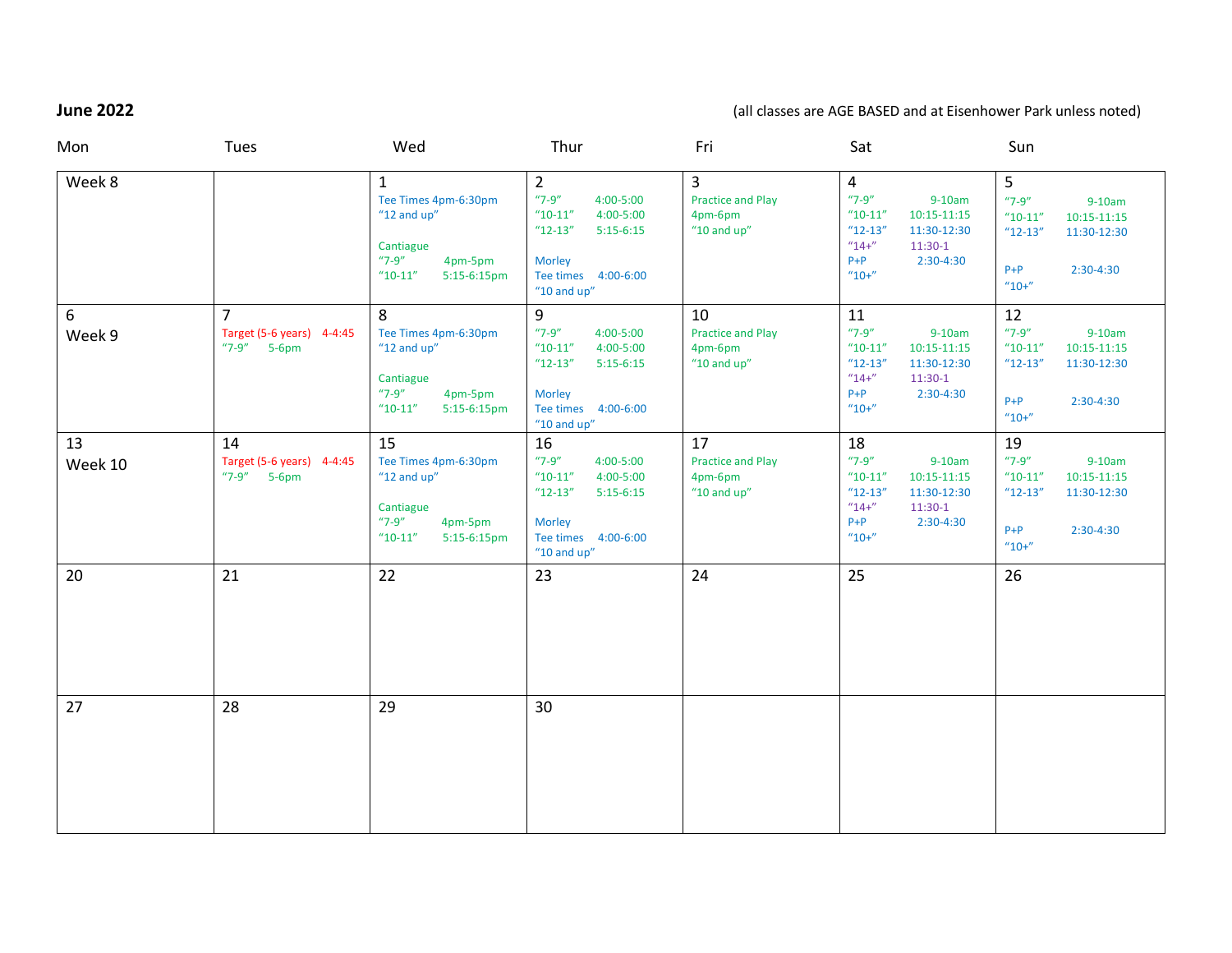**June 2022** (all classes are AGE BASED and at Eisenhower Park unless noted)

| Mon | Tues | Wed | Thur | Fri | Sat | Sun |
|---|---|---|---|---|---|---|
| Week 8 | | 1<br>Tee Times 4pm-6:30pm<br>"12 and up"<br><br>Cantiague<br>"7-9" 4pm-5pm<br>"10-11" 5:15-6:15pm | 2<br>"7-9" 4:00-5:00<br>"10-11" 4:00-5:00<br>"12-13" 5:15-6:15<br><br>Morley<br>Tee times 4:00-6:00<br>"10 and up" | 3<br>Practice and Play<br>4pm-6pm<br>"10 and up" | 4<br>"7-9" 9-10am<br>"10-11" 10:15-11:15<br>"12-13" 11:30-12:30<br>"14+" 11:30-1<br>P+P 2:30-4:30<br>"10+" | 5<br>"7-9" 9-10am<br>"10-11" 10:15-11:15<br>"12-13" 11:30-12:30<br><br>P+P 2:30-4:30<br>"10+" |
| 6<br>Week 9 | 7<br>Target (5-6 years) 4-4:45<br>"7-9" 5-6pm | 8<br>Tee Times 4pm-6:30pm<br>"12 and up"<br><br>Cantiague<br>"7-9" 4pm-5pm<br>"10-11" 5:15-6:15pm | 9<br>"7-9" 4:00-5:00<br>"10-11" 4:00-5:00<br>"12-13" 5:15-6:15<br><br>Morley<br>Tee times 4:00-6:00<br>"10 and up" | 10<br>Practice and Play<br>4pm-6pm<br>"10 and up" | 11<br>"7-9" 9-10am<br>"10-11" 10:15-11:15<br>"12-13" 11:30-12:30<br>"14+" 11:30-1<br>P+P 2:30-4:30<br>"10+" | 12<br>"7-9" 9-10am<br>"10-11" 10:15-11:15<br>"12-13" 11:30-12:30<br><br>P+P 2:30-4:30<br>"10+" |
| 13<br>Week 10 | 14<br>Target (5-6 years) 4-4:45<br>"7-9" 5-6pm | 15<br>Tee Times 4pm-6:30pm<br>"12 and up"<br><br>Cantiague<br>"7-9" 4pm-5pm<br>"10-11" 5:15-6:15pm | 16<br>"7-9" 4:00-5:00<br>"10-11" 4:00-5:00<br>"12-13" 5:15-6:15<br><br>Morley<br>Tee times 4:00-6:00<br>"10 and up" | 17<br>Practice and Play<br>4pm-6pm<br>"10 and up" | 18<br>"7-9" 9-10am<br>"10-11" 10:15-11:15<br>"12-13" 11:30-12:30<br>"14+" 11:30-1<br>P+P 2:30-4:30<br>"10+" | 19<br>"7-9" 9-10am<br>"10-11" 10:15-11:15<br>"12-13" 11:30-12:30<br><br>P+P 2:30-4:30<br>"10+" |
| 20 | 21 | 22 | 23 | 24 | 25 | 26 |
| 27 | 28 | 29 | 30 | | | |